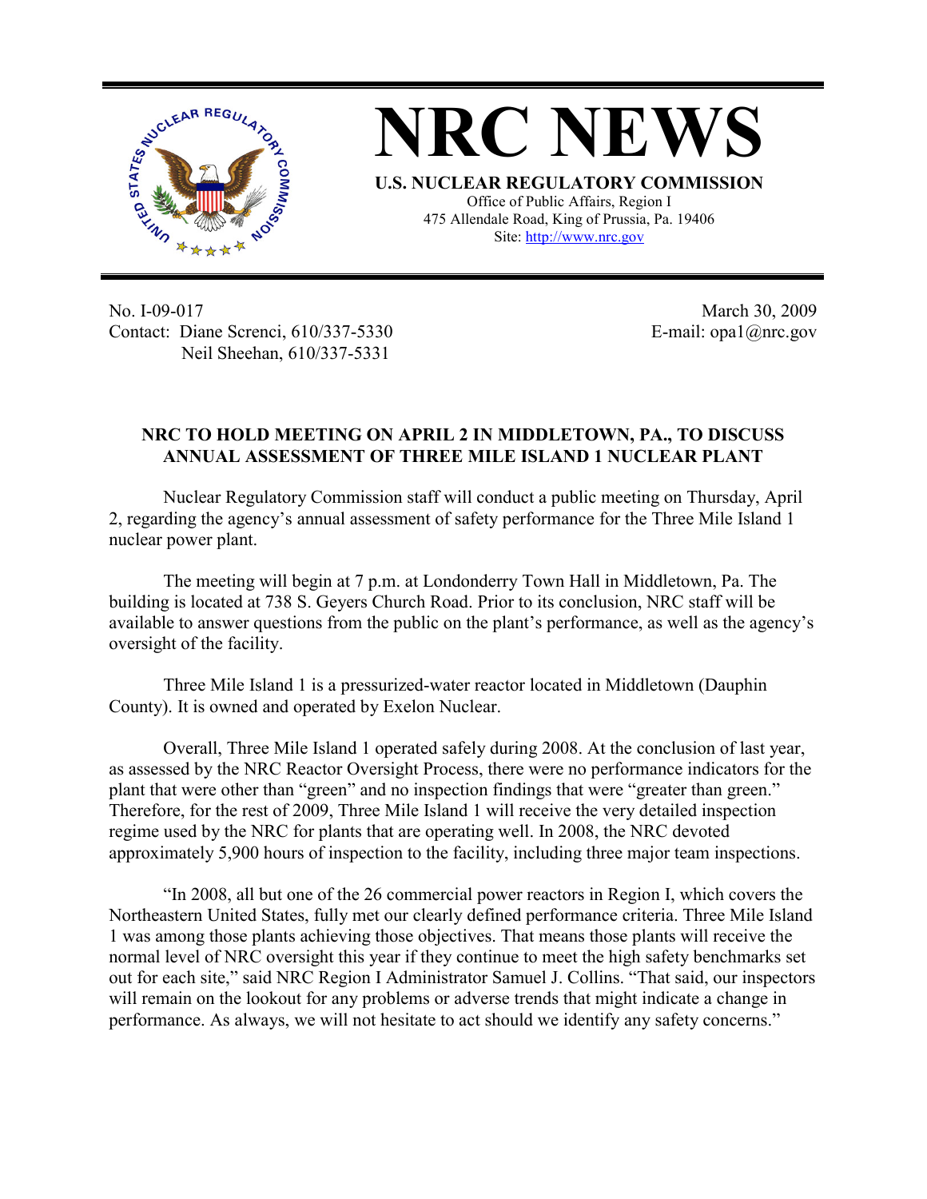# NRC NEWS

**U.S. NUCLEAR REGULATORY COMMISSION**

Office of Public Affairs, Region I
475 Allendale Road, King of Prussia, Pa. 19406
Site: http://www.nrc.gov

No. I-09-017
Contact: Diane Screnci, 610/337-5330
Neil Sheehan, 610/337-5331

March 30, 2009
E-mail: opa1@nrc.gov

## NRC TO HOLD MEETING ON APRIL 2 IN MIDDLETOWN, PA., TO DISCUSS ANNUAL ASSESSMENT OF THREE MILE ISLAND 1 NUCLEAR PLANT

Nuclear Regulatory Commission staff will conduct a public meeting on Thursday, April 2, regarding the agency's annual assessment of safety performance for the Three Mile Island 1 nuclear power plant.

The meeting will begin at 7 p.m. at Londonderry Town Hall in Middletown, Pa. The building is located at 738 S. Geyers Church Road. Prior to its conclusion, NRC staff will be available to answer questions from the public on the plant's performance, as well as the agency's oversight of the facility.

Three Mile Island 1 is a pressurized-water reactor located in Middletown (Dauphin County). It is owned and operated by Exelon Nuclear.

Overall, Three Mile Island 1 operated safely during 2008. At the conclusion of last year, as assessed by the NRC Reactor Oversight Process, there were no performance indicators for the plant that were other than "green" and no inspection findings that were "greater than green." Therefore, for the rest of 2009, Three Mile Island 1 will receive the very detailed inspection regime used by the NRC for plants that are operating well. In 2008, the NRC devoted approximately 5,900 hours of inspection to the facility, including three major team inspections.

"In 2008, all but one of the 26 commercial power reactors in Region I, which covers the Northeastern United States, fully met our clearly defined performance criteria. Three Mile Island 1 was among those plants achieving those objectives. That means those plants will receive the normal level of NRC oversight this year if they continue to meet the high safety benchmarks set out for each site," said NRC Region I Administrator Samuel J. Collins. "That said, our inspectors will remain on the lookout for any problems or adverse trends that might indicate a change in performance. As always, we will not hesitate to act should we identify any safety concerns."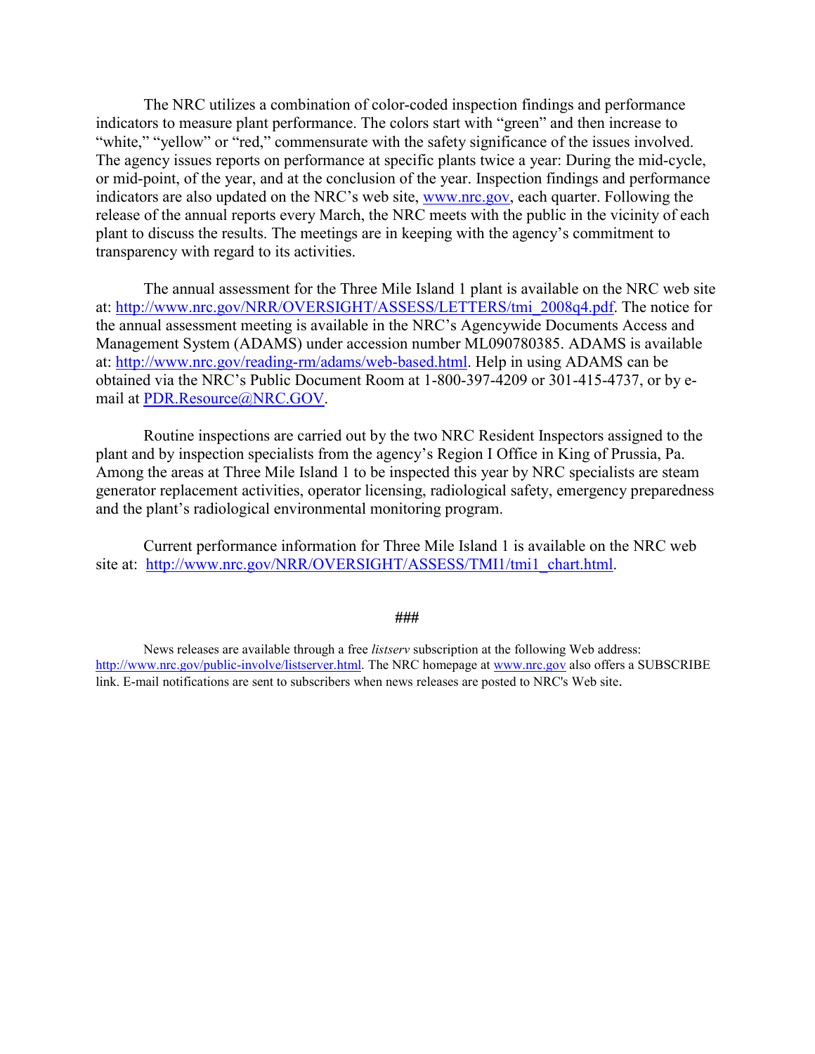The NRC utilizes a combination of color-coded inspection findings and performance indicators to measure plant performance. The colors start with "green" and then increase to "white," "yellow" or "red," commensurate with the safety significance of the issues involved. The agency issues reports on performance at specific plants twice a year: During the mid-cycle, or mid-point, of the year, and at the conclusion of the year. Inspection findings and performance indicators are also updated on the NRC's web site, www.nrc.gov, each quarter. Following the release of the annual reports every March, the NRC meets with the public in the vicinity of each plant to discuss the results. The meetings are in keeping with the agency's commitment to transparency with regard to its activities.

The annual assessment for the Three Mile Island 1 plant is available on the NRC web site at: http://www.nrc.gov/NRR/OVERSIGHT/ASSESS/LETTERS/tmi_2008q4.pdf. The notice for the annual assessment meeting is available in the NRC's Agencywide Documents Access and Management System (ADAMS) under accession number ML090780385. ADAMS is available at: http://www.nrc.gov/reading-rm/adams/web-based.html. Help in using ADAMS can be obtained via the NRC's Public Document Room at 1-800-397-4209 or 301-415-4737, or by e-mail at PDR.Resource@NRC.GOV.

Routine inspections are carried out by the two NRC Resident Inspectors assigned to the plant and by inspection specialists from the agency's Region I Office in King of Prussia, Pa. Among the areas at Three Mile Island 1 to be inspected this year by NRC specialists are steam generator replacement activities, operator licensing, radiological safety, emergency preparedness and the plant's radiological environmental monitoring program.

Current performance information for Three Mile Island 1 is available on the NRC web site at: http://www.nrc.gov/NRR/OVERSIGHT/ASSESS/TMI1/tmi1_chart.html.

###

News releases are available through a free *listserv* subscription at the following Web address: http://www.nrc.gov/public-involve/listserver.html. The NRC homepage at www.nrc.gov also offers a SUBSCRIBE link. E-mail notifications are sent to subscribers when news releases are posted to NRC's Web site.